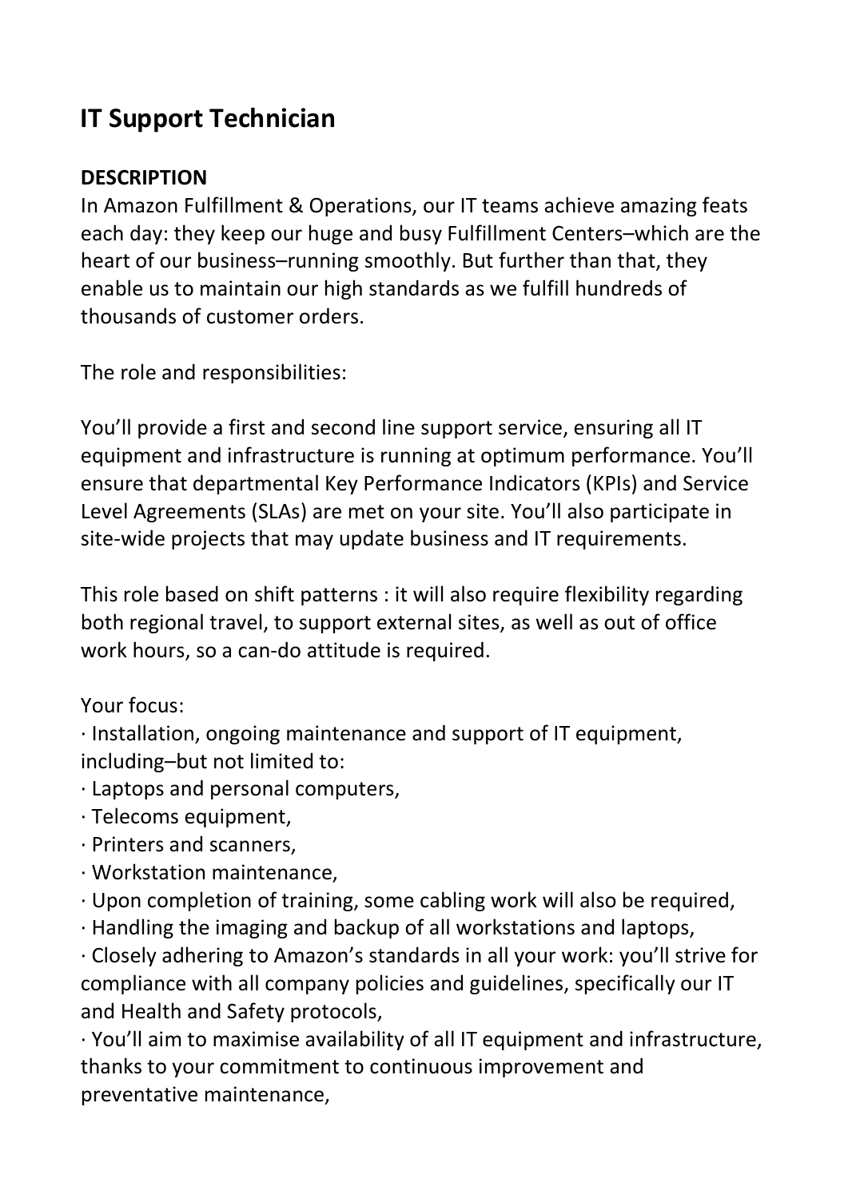# IT Support Technician

**DESCRIPTION**

In Amazon Fulfillment & Operations, our IT teams achieve amazing feats each day: they keep our huge and busy Fulfillment Centers–which are the heart of our business–running smoothly. But further than that, they enable us to maintain our high standards as we fulfill hundreds of thousands of customer orders.

The role and responsibilities:

You'll provide a first and second line support service, ensuring all IT equipment and infrastructure is running at optimum performance. You'll ensure that departmental Key Performance Indicators (KPIs) and Service Level Agreements (SLAs) are met on your site. You'll also participate in site-wide projects that may update business and IT requirements.

This role based on shift patterns : it will also require flexibility regarding both regional travel, to support external sites, as well as out of office work hours, so a can-do attitude is required.

Your focus:

· Installation, ongoing maintenance and support of IT equipment, including–but not limited to:
· Laptops and personal computers,
· Telecoms equipment,
· Printers and scanners,
· Workstation maintenance,
· Upon completion of training, some cabling work will also be required,
· Handling the imaging and backup of all workstations and laptops,
· Closely adhering to Amazon's standards in all your work: you'll strive for compliance with all company policies and guidelines, specifically our IT and Health and Safety protocols,
· You'll aim to maximise availability of all IT equipment and infrastructure, thanks to your commitment to continuous improvement and preventative maintenance,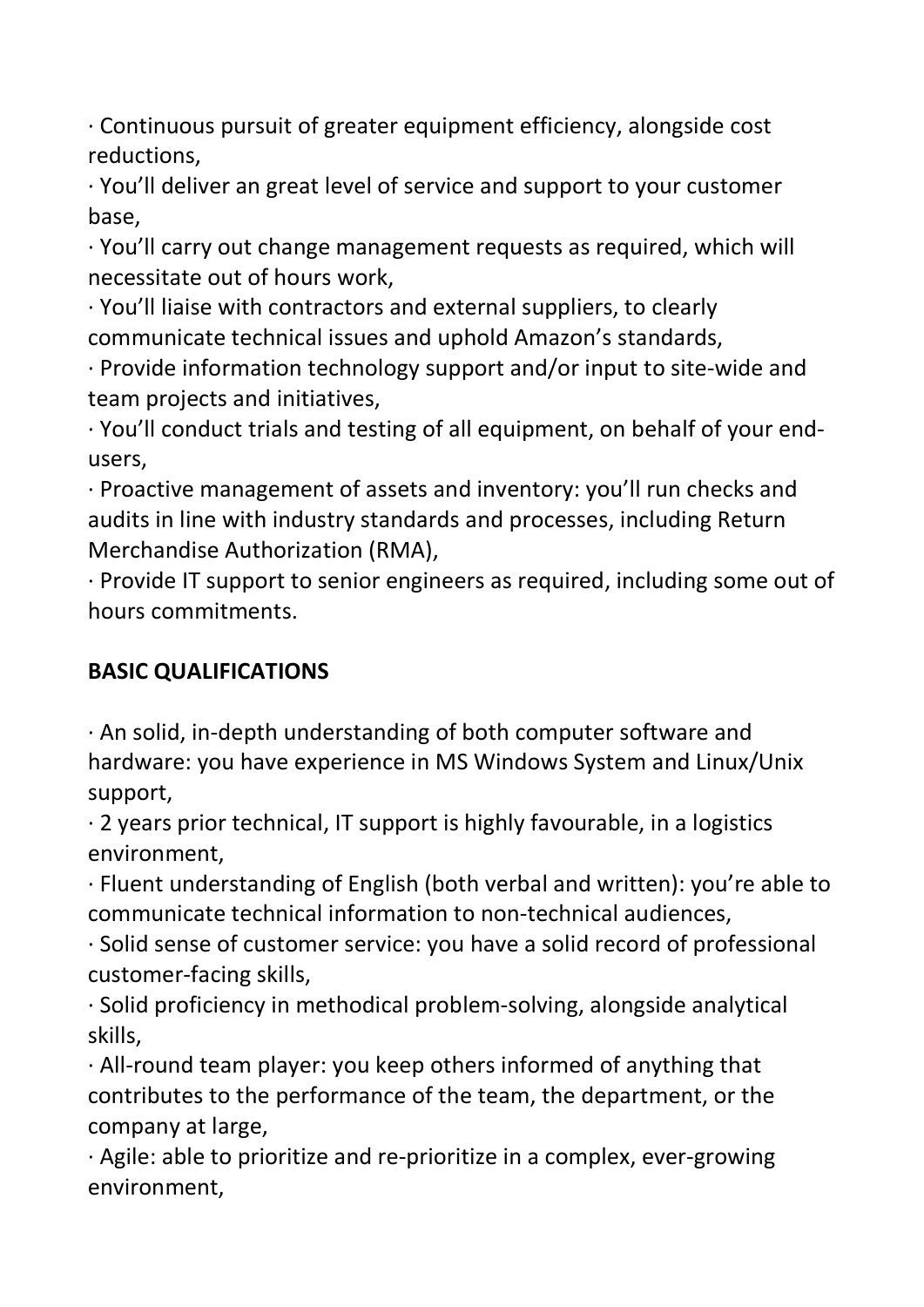· Continuous pursuit of greater equipment efficiency, alongside cost reductions,

· You'll deliver an great level of service and support to your customer base,

· You'll carry out change management requests as required, which will necessitate out of hours work,

· You'll liaise with contractors and external suppliers, to clearly communicate technical issues and uphold Amazon's standards,

· Provide information technology support and/or input to site-wide and team projects and initiatives,

· You'll conduct trials and testing of all equipment, on behalf of your end-users,

· Proactive management of assets and inventory: you'll run checks and audits in line with industry standards and processes, including Return Merchandise Authorization (RMA),

· Provide IT support to senior engineers as required, including some out of hours commitments.

**BASIC QUALIFICATIONS**

· An solid, in-depth understanding of both computer software and hardware: you have experience in MS Windows System and Linux/Unix support,

· 2 years prior technical, IT support is highly favourable, in a logistics environment,

· Fluent understanding of English (both verbal and written): you're able to communicate technical information to non-technical audiences,

· Solid sense of customer service: you have a solid record of professional customer-facing skills,

· Solid proficiency in methodical problem-solving, alongside analytical skills,

· All-round team player: you keep others informed of anything that contributes to the performance of the team, the department, or the company at large,

· Agile: able to prioritize and re-prioritize in a complex, ever-growing environment,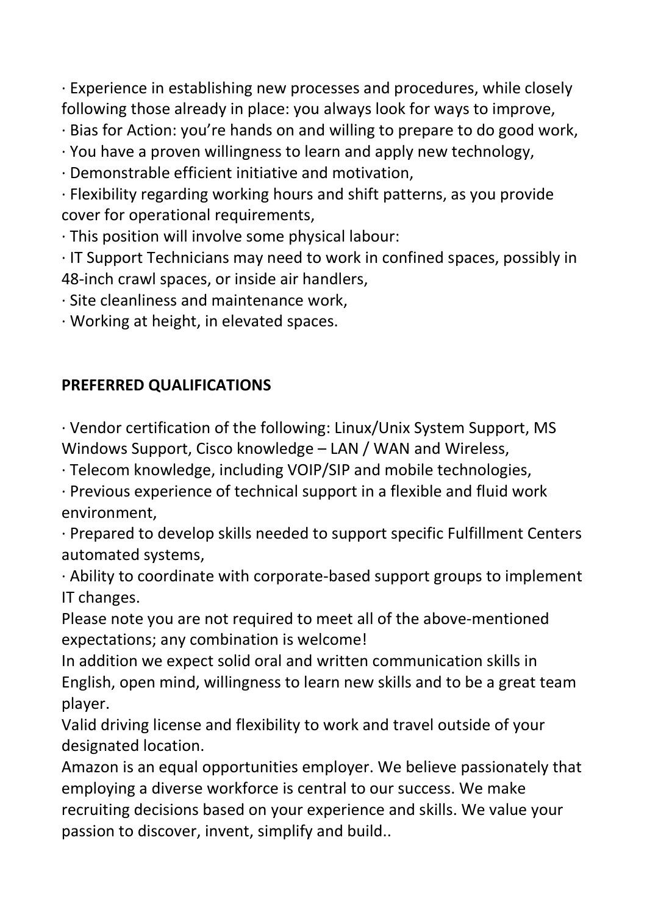· Experience in establishing new processes and procedures, while closely following those already in place: you always look for ways to improve,
· Bias for Action: you're hands on and willing to prepare to do good work,
· You have a proven willingness to learn and apply new technology,
· Demonstrable efficient initiative and motivation,
· Flexibility regarding working hours and shift patterns, as you provide cover for operational requirements,
· This position will involve some physical labour:
· IT Support Technicians may need to work in confined spaces, possibly in 48-inch crawl spaces, or inside air handlers,
· Site cleanliness and maintenance work,
· Working at height, in elevated spaces.

**PREFERRED QUALIFICATIONS**

· Vendor certification of the following: Linux/Unix System Support, MS Windows Support, Cisco knowledge – LAN / WAN and Wireless,
· Telecom knowledge, including VOIP/SIP and mobile technologies,
· Previous experience of technical support in a flexible and fluid work environment,
· Prepared to develop skills needed to support specific Fulfillment Centers automated systems,
· Ability to coordinate with corporate-based support groups to implement IT changes.

Please note you are not required to meet all of the above-mentioned expectations; any combination is welcome!

In addition we expect solid oral and written communication skills in English, open mind, willingness to learn new skills and to be a great team player.

Valid driving license and flexibility to work and travel outside of your designated location.

Amazon is an equal opportunities employer. We believe passionately that employing a diverse workforce is central to our success. We make recruiting decisions based on your experience and skills. We value your passion to discover, invent, simplify and build..